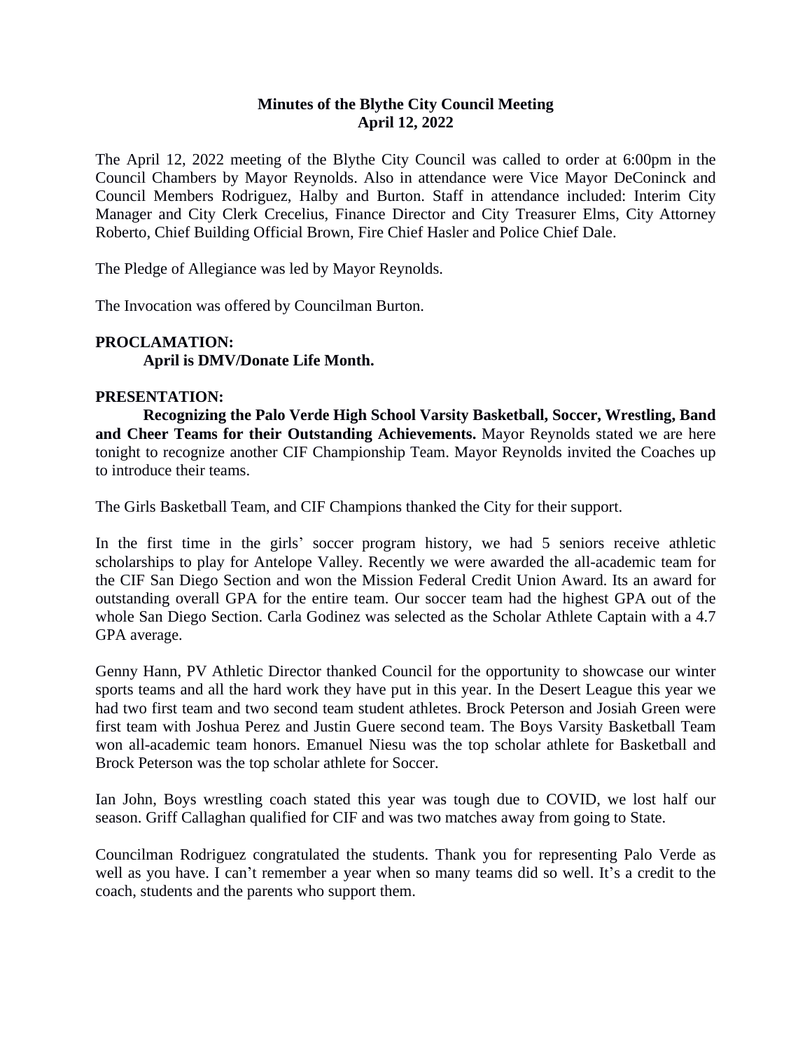# Minutes of the Blythe City Council Meeting
## April 12, 2022

The April 12, 2022 meeting of the Blythe City Council was called to order at 6:00pm in the Council Chambers by Mayor Reynolds. Also in attendance were Vice Mayor DeConinck and Council Members Rodriguez, Halby and Burton. Staff in attendance included: Interim City Manager and City Clerk Crecelius, Finance Director and City Treasurer Elms, City Attorney Roberto, Chief Building Official Brown, Fire Chief Hasler and Police Chief Dale.

The Pledge of Allegiance was led by Mayor Reynolds.

The Invocation was offered by Councilman Burton.

**PROCLAMATION:**

**April is DMV/Donate Life Month.**

**PRESENTATION:**

**Recognizing the Palo Verde High School Varsity Basketball, Soccer, Wrestling, Band and Cheer Teams for their Outstanding Achievements.** Mayor Reynolds stated we are here tonight to recognize another CIF Championship Team. Mayor Reynolds invited the Coaches up to introduce their teams.

The Girls Basketball Team, and CIF Champions thanked the City for their support.

In the first time in the girls' soccer program history, we had 5 seniors receive athletic scholarships to play for Antelope Valley. Recently we were awarded the all-academic team for the CIF San Diego Section and won the Mission Federal Credit Union Award. Its an award for outstanding overall GPA for the entire team. Our soccer team had the highest GPA out of the whole San Diego Section. Carla Godinez was selected as the Scholar Athlete Captain with a 4.7 GPA average.

Genny Hann, PV Athletic Director thanked Council for the opportunity to showcase our winter sports teams and all the hard work they have put in this year. In the Desert League this year we had two first team and two second team student athletes. Brock Peterson and Josiah Green were first team with Joshua Perez and Justin Guere second team. The Boys Varsity Basketball Team won all-academic team honors. Emanuel Niesu was the top scholar athlete for Basketball and Brock Peterson was the top scholar athlete for Soccer.

Ian John, Boys wrestling coach stated this year was tough due to COVID, we lost half our season. Griff Callaghan qualified for CIF and was two matches away from going to State.

Councilman Rodriguez congratulated the students. Thank you for representing Palo Verde as well as you have. I can't remember a year when so many teams did so well. It's a credit to the coach, students and the parents who support them.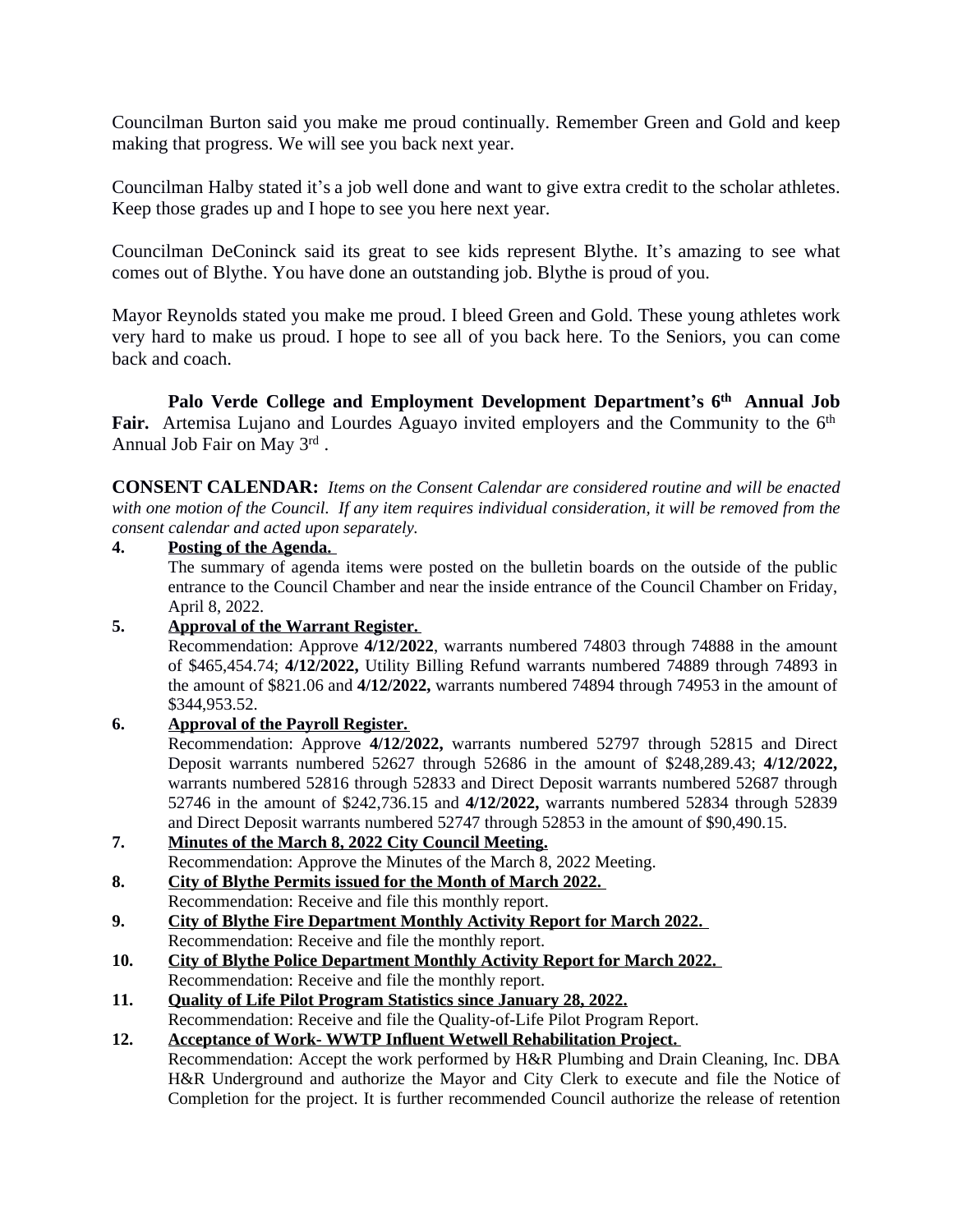Councilman Burton said you make me proud continually. Remember Green and Gold and keep making that progress. We will see you back next year.

Councilman Halby stated it's a job well done and want to give extra credit to the scholar athletes. Keep those grades up and I hope to see you here next year.

Councilman DeConinck said its great to see kids represent Blythe. It's amazing to see what comes out of Blythe. You have done an outstanding job. Blythe is proud of you.

Mayor Reynolds stated you make me proud. I bleed Green and Gold. These young athletes work very hard to make us proud. I hope to see all of you back here. To the Seniors, you can come back and coach.

**Palo Verde College and Employment Development Department's 6th Annual Job Fair.** Artemisa Lujano and Lourdes Aguayo invited employers and the Community to the 6th Annual Job Fair on May 3rd .

**CONSENT CALENDAR:** *Items on the Consent Calendar are considered routine and will be enacted with one motion of the Council. If any item requires individual consideration, it will be removed from the consent calendar and acted upon separately.*

**4. Posting of the Agenda.**
The summary of agenda items were posted on the bulletin boards on the outside of the public entrance to the Council Chamber and near the inside entrance of the Council Chamber on Friday, April 8, 2022.

**5. Approval of the Warrant Register.**
Recommendation: Approve **4/12/2022**, warrants numbered 74803 through 74888 in the amount of $465,454.74; **4/12/2022,** Utility Billing Refund warrants numbered 74889 through 74893 in the amount of $821.06 and **4/12/2022,** warrants numbered 74894 through 74953 in the amount of $344,953.52.

**6. Approval of the Payroll Register.**
Recommendation: Approve **4/12/2022,** warrants numbered 52797 through 52815 and Direct Deposit warrants numbered 52627 through 52686 in the amount of $248,289.43; **4/12/2022,** warrants numbered 52816 through 52833 and Direct Deposit warrants numbered 52687 through 52746 in the amount of $242,736.15 and **4/12/2022,** warrants numbered 52834 through 52839 and Direct Deposit warrants numbered 52747 through 52853 in the amount of $90,490.15.

**7. Minutes of the March 8, 2022 City Council Meeting.**
Recommendation: Approve the Minutes of the March 8, 2022 Meeting.

**8. City of Blythe Permits issued for the Month of March 2022.**
Recommendation: Receive and file this monthly report.

**9. City of Blythe Fire Department Monthly Activity Report for March 2022.**
Recommendation: Receive and file the monthly report.

**10. City of Blythe Police Department Monthly Activity Report for March 2022.**
Recommendation: Receive and file the monthly report.

**11. Quality of Life Pilot Program Statistics since January 28, 2022.**
Recommendation: Receive and file the Quality-of-Life Pilot Program Report.

**12. Acceptance of Work- WWTP Influent Wetwell Rehabilitation Project.**
Recommendation: Accept the work performed by H&R Plumbing and Drain Cleaning, Inc. DBA H&R Underground and authorize the Mayor and City Clerk to execute and file the Notice of Completion for the project. It is further recommended Council authorize the release of retention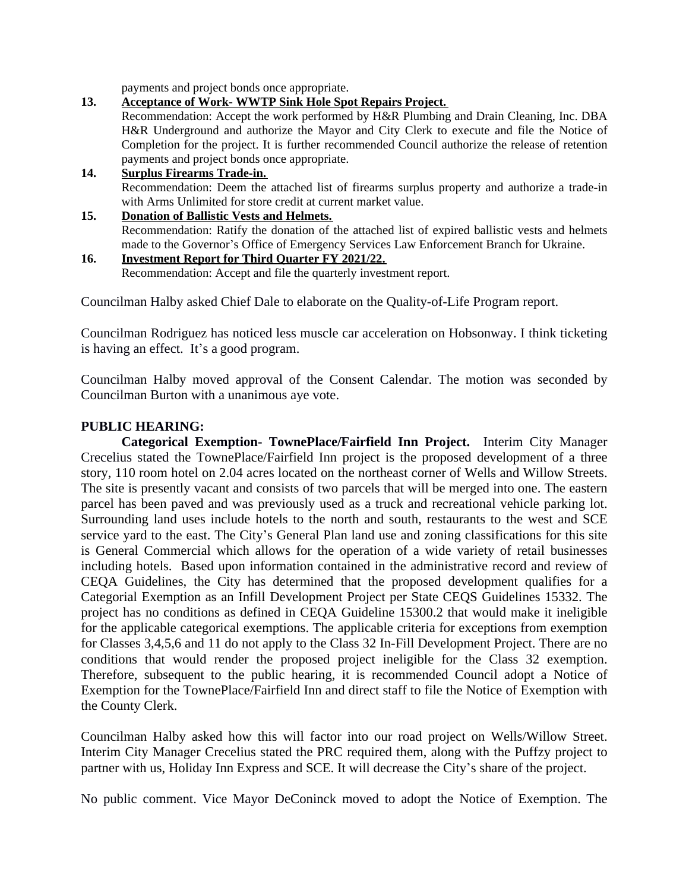payments and project bonds once appropriate.

**13.** **Acceptance of Work- WWTP Sink Hole Spot Repairs Project.**
Recommendation: Accept the work performed by H&R Plumbing and Drain Cleaning, Inc. DBA H&R Underground and authorize the Mayor and City Clerk to execute and file the Notice of Completion for the project. It is further recommended Council authorize the release of retention payments and project bonds once appropriate.

**14.** **Surplus Firearms Trade-in.**
Recommendation: Deem the attached list of firearms surplus property and authorize a trade-in with Arms Unlimited for store credit at current market value.

**15.** **Donation of Ballistic Vests and Helmets.**
Recommendation: Ratify the donation of the attached list of expired ballistic vests and helmets made to the Governor's Office of Emergency Services Law Enforcement Branch for Ukraine.

**16.** **Investment Report for Third Quarter FY 2021/22.**
Recommendation: Accept and file the quarterly investment report.

Councilman Halby asked Chief Dale to elaborate on the Quality-of-Life Program report.

Councilman Rodriguez has noticed less muscle car acceleration on Hobsonway. I think ticketing is having an effect. It's a good program.

Councilman Halby moved approval of the Consent Calendar. The motion was seconded by Councilman Burton with a unanimous aye vote.

**PUBLIC HEARING:**

**Categorical Exemption- TownePlace/Fairfield Inn Project.** Interim City Manager Crecelius stated the TownePlace/Fairfield Inn project is the proposed development of a three story, 110 room hotel on 2.04 acres located on the northeast corner of Wells and Willow Streets. The site is presently vacant and consists of two parcels that will be merged into one. The eastern parcel has been paved and was previously used as a truck and recreational vehicle parking lot. Surrounding land uses include hotels to the north and south, restaurants to the west and SCE service yard to the east. The City's General Plan land use and zoning classifications for this site is General Commercial which allows for the operation of a wide variety of retail businesses including hotels. Based upon information contained in the administrative record and review of CEQA Guidelines, the City has determined that the proposed development qualifies for a Categorial Exemption as an Infill Development Project per State CEQS Guidelines 15332. The project has no conditions as defined in CEQA Guideline 15300.2 that would make it ineligible for the applicable categorical exemptions. The applicable criteria for exceptions from exemption for Classes 3,4,5,6 and 11 do not apply to the Class 32 In-Fill Development Project. There are no conditions that would render the proposed project ineligible for the Class 32 exemption. Therefore, subsequent to the public hearing, it is recommended Council adopt a Notice of Exemption for the TownePlace/Fairfield Inn and direct staff to file the Notice of Exemption with the County Clerk.

Councilman Halby asked how this will factor into our road project on Wells/Willow Street. Interim City Manager Crecelius stated the PRC required them, along with the Puffzy project to partner with us, Holiday Inn Express and SCE. It will decrease the City's share of the project.

No public comment. Vice Mayor DeConinck moved to adopt the Notice of Exemption. The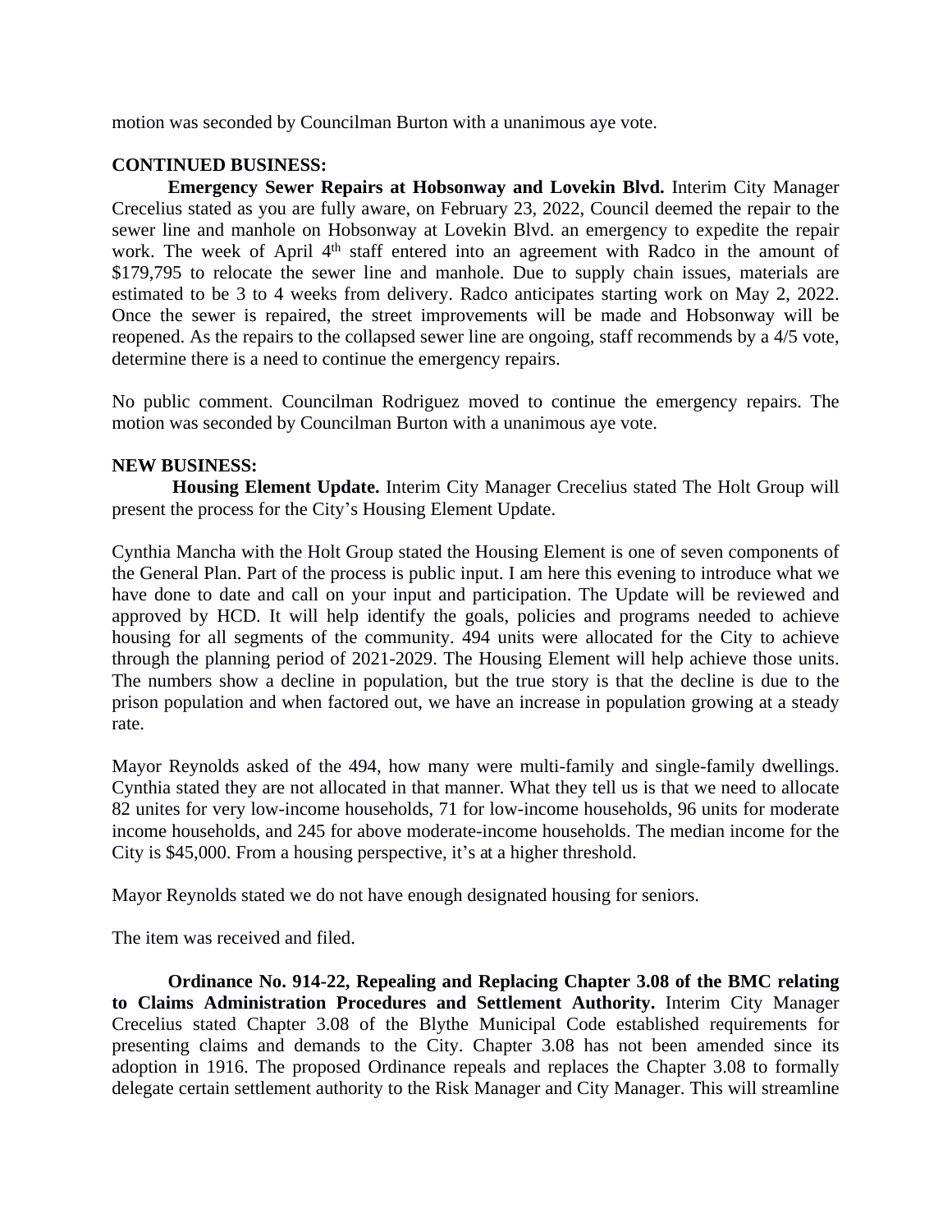motion was seconded by Councilman Burton with a unanimous aye vote.

**CONTINUED BUSINESS:**

**Emergency Sewer Repairs at Hobsonway and Lovekin Blvd.** Interim City Manager Crecelius stated as you are fully aware, on February 23, 2022, Council deemed the repair to the sewer line and manhole on Hobsonway at Lovekin Blvd. an emergency to expedite the repair work. The week of April 4th staff entered into an agreement with Radco in the amount of $179,795 to relocate the sewer line and manhole. Due to supply chain issues, materials are estimated to be 3 to 4 weeks from delivery. Radco anticipates starting work on May 2, 2022. Once the sewer is repaired, the street improvements will be made and Hobsonway will be reopened. As the repairs to the collapsed sewer line are ongoing, staff recommends by a 4/5 vote, determine there is a need to continue the emergency repairs.

No public comment. Councilman Rodriguez moved to continue the emergency repairs. The motion was seconded by Councilman Burton with a unanimous aye vote.

**NEW BUSINESS:**

**Housing Element Update.** Interim City Manager Crecelius stated The Holt Group will present the process for the City's Housing Element Update.

Cynthia Mancha with the Holt Group stated the Housing Element is one of seven components of the General Plan. Part of the process is public input. I am here this evening to introduce what we have done to date and call on your input and participation. The Update will be reviewed and approved by HCD. It will help identify the goals, policies and programs needed to achieve housing for all segments of the community. 494 units were allocated for the City to achieve through the planning period of 2021-2029. The Housing Element will help achieve those units. The numbers show a decline in population, but the true story is that the decline is due to the prison population and when factored out, we have an increase in population growing at a steady rate.

Mayor Reynolds asked of the 494, how many were multi-family and single-family dwellings. Cynthia stated they are not allocated in that manner. What they tell us is that we need to allocate 82 unites for very low-income households, 71 for low-income households, 96 units for moderate income households, and 245 for above moderate-income households. The median income for the City is $45,000. From a housing perspective, it's at a higher threshold.

Mayor Reynolds stated we do not have enough designated housing for seniors.

The item was received and filed.

**Ordinance No. 914-22, Repealing and Replacing Chapter 3.08 of the BMC relating to Claims Administration Procedures and Settlement Authority.** Interim City Manager Crecelius stated Chapter 3.08 of the Blythe Municipal Code established requirements for presenting claims and demands to the City. Chapter 3.08 has not been amended since its adoption in 1916. The proposed Ordinance repeals and replaces the Chapter 3.08 to formally delegate certain settlement authority to the Risk Manager and City Manager. This will streamline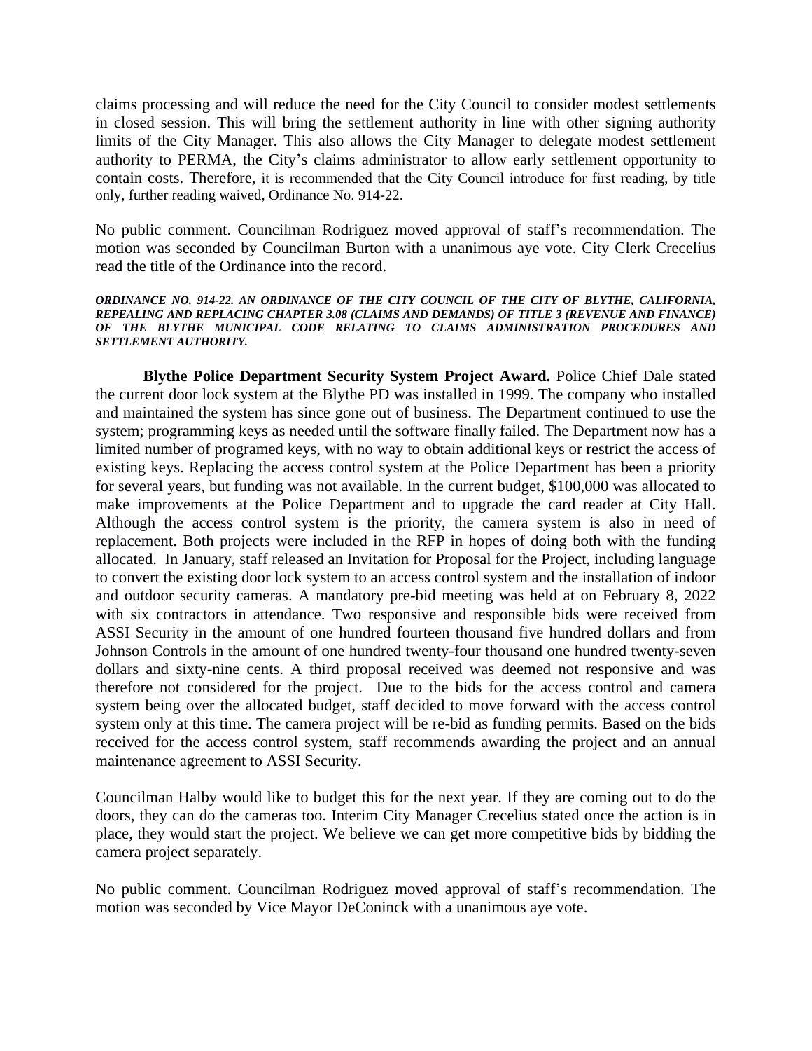claims processing and will reduce the need for the City Council to consider modest settlements in closed session. This will bring the settlement authority in line with other signing authority limits of the City Manager. This also allows the City Manager to delegate modest settlement authority to PERMA, the City's claims administrator to allow early settlement opportunity to contain costs. Therefore, it is recommended that the City Council introduce for first reading, by title only, further reading waived, Ordinance No. 914-22.

No public comment. Councilman Rodriguez moved approval of staff's recommendation. The motion was seconded by Councilman Burton with a unanimous aye vote. City Clerk Crecelius read the title of the Ordinance into the record.

***ORDINANCE NO. 914-22. AN ORDINANCE OF THE CITY COUNCIL OF THE CITY OF BLYTHE, CALIFORNIA, REPEALING AND REPLACING CHAPTER 3.08 (CLAIMS AND DEMANDS) OF TITLE 3 (REVENUE AND FINANCE) OF THE BLYTHE MUNICIPAL CODE RELATING TO CLAIMS ADMINISTRATION PROCEDURES AND SETTLEMENT AUTHORITY.***

**Blythe Police Department Security System Project Award.** Police Chief Dale stated the current door lock system at the Blythe PD was installed in 1999. The company who installed and maintained the system has since gone out of business. The Department continued to use the system; programming keys as needed until the software finally failed. The Department now has a limited number of programed keys, with no way to obtain additional keys or restrict the access of existing keys. Replacing the access control system at the Police Department has been a priority for several years, but funding was not available. In the current budget, $100,000 was allocated to make improvements at the Police Department and to upgrade the card reader at City Hall. Although the access control system is the priority, the camera system is also in need of replacement. Both projects were included in the RFP in hopes of doing both with the funding allocated. In January, staff released an Invitation for Proposal for the Project, including language to convert the existing door lock system to an access control system and the installation of indoor and outdoor security cameras. A mandatory pre-bid meeting was held at on February 8, 2022 with six contractors in attendance. Two responsive and responsible bids were received from ASSI Security in the amount of one hundred fourteen thousand five hundred dollars and from Johnson Controls in the amount of one hundred twenty-four thousand one hundred twenty-seven dollars and sixty-nine cents. A third proposal received was deemed not responsive and was therefore not considered for the project. Due to the bids for the access control and camera system being over the allocated budget, staff decided to move forward with the access control system only at this time. The camera project will be re-bid as funding permits. Based on the bids received for the access control system, staff recommends awarding the project and an annual maintenance agreement to ASSI Security.

Councilman Halby would like to budget this for the next year. If they are coming out to do the doors, they can do the cameras too. Interim City Manager Crecelius stated once the action is in place, they would start the project. We believe we can get more competitive bids by bidding the camera project separately.

No public comment. Councilman Rodriguez moved approval of staff's recommendation. The motion was seconded by Vice Mayor DeConinck with a unanimous aye vote.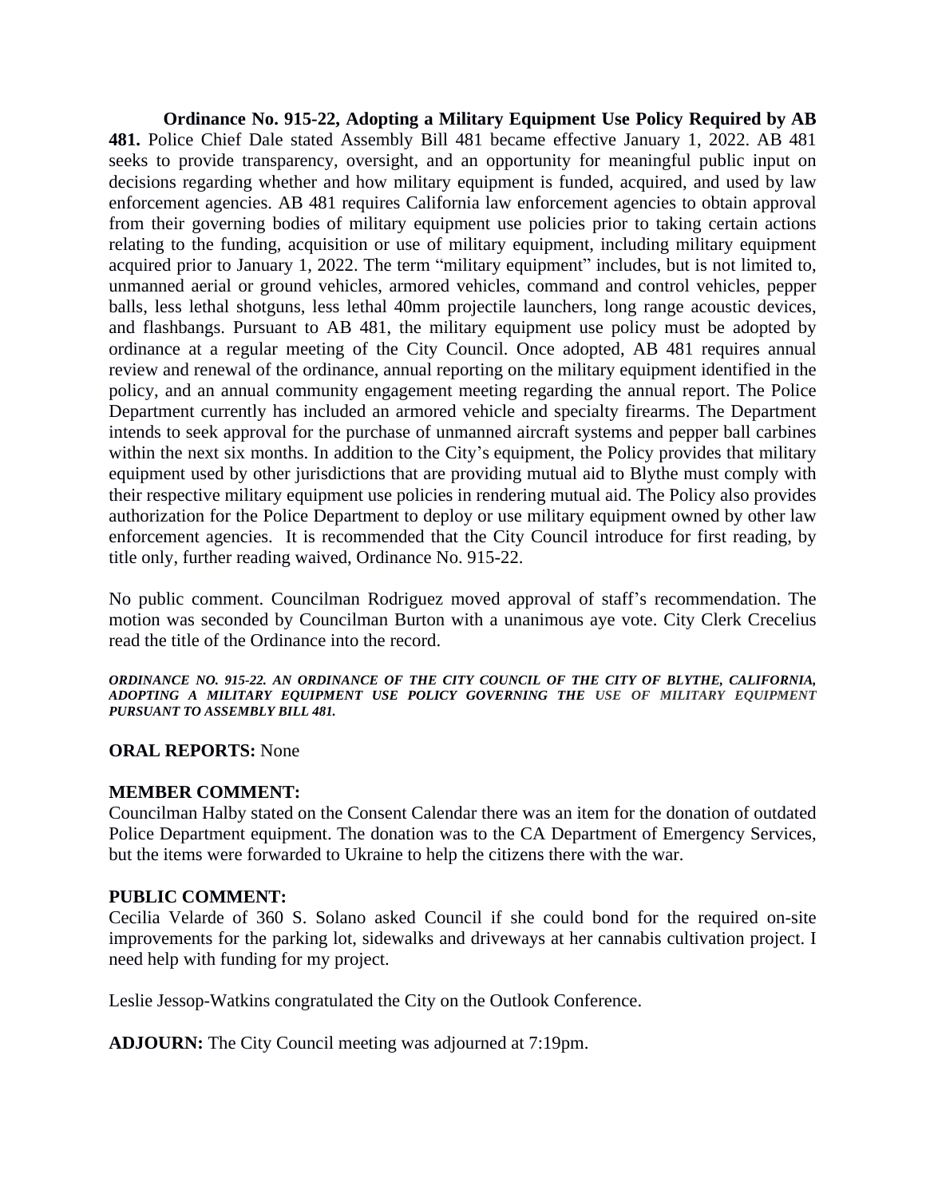**Ordinance No. 915-22, Adopting a Military Equipment Use Policy Required by AB 481.** Police Chief Dale stated Assembly Bill 481 became effective January 1, 2022. AB 481 seeks to provide transparency, oversight, and an opportunity for meaningful public input on decisions regarding whether and how military equipment is funded, acquired, and used by law enforcement agencies. AB 481 requires California law enforcement agencies to obtain approval from their governing bodies of military equipment use policies prior to taking certain actions relating to the funding, acquisition or use of military equipment, including military equipment acquired prior to January 1, 2022. The term "military equipment" includes, but is not limited to, unmanned aerial or ground vehicles, armored vehicles, command and control vehicles, pepper balls, less lethal shotguns, less lethal 40mm projectile launchers, long range acoustic devices, and flashbangs. Pursuant to AB 481, the military equipment use policy must be adopted by ordinance at a regular meeting of the City Council. Once adopted, AB 481 requires annual review and renewal of the ordinance, annual reporting on the military equipment identified in the policy, and an annual community engagement meeting regarding the annual report. The Police Department currently has included an armored vehicle and specialty firearms. The Department intends to seek approval for the purchase of unmanned aircraft systems and pepper ball carbines within the next six months. In addition to the City's equipment, the Policy provides that military equipment used by other jurisdictions that are providing mutual aid to Blythe must comply with their respective military equipment use policies in rendering mutual aid. The Policy also provides authorization for the Police Department to deploy or use military equipment owned by other law enforcement agencies. It is recommended that the City Council introduce for first reading, by title only, further reading waived, Ordinance No. 915-22.

No public comment. Councilman Rodriguez moved approval of staff's recommendation. The motion was seconded by Councilman Burton with a unanimous aye vote. City Clerk Crecelius read the title of the Ordinance into the record.

***ORDINANCE NO. 915-22. AN ORDINANCE OF THE CITY COUNCIL OF THE CITY OF BLYTHE, CALIFORNIA, ADOPTING A MILITARY EQUIPMENT USE POLICY GOVERNING THE USE OF MILITARY EQUIPMENT PURSUANT TO ASSEMBLY BILL 481.***

**ORAL REPORTS:** None

**MEMBER COMMENT:**
Councilman Halby stated on the Consent Calendar there was an item for the donation of outdated Police Department equipment. The donation was to the CA Department of Emergency Services, but the items were forwarded to Ukraine to help the citizens there with the war.

**PUBLIC COMMENT:**
Cecilia Velarde of 360 S. Solano asked Council if she could bond for the required on-site improvements for the parking lot, sidewalks and driveways at her cannabis cultivation project. I need help with funding for my project.

Leslie Jessop-Watkins congratulated the City on the Outlook Conference.

**ADJOURN:** The City Council meeting was adjourned at 7:19pm.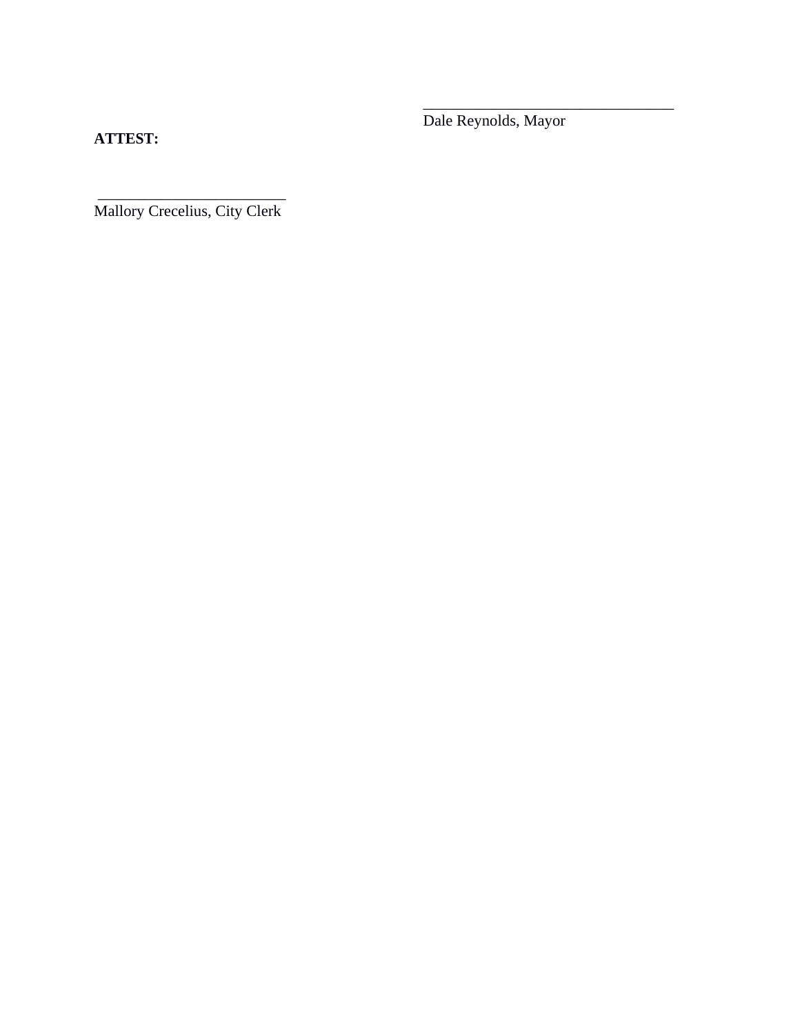_________________________________
Dale Reynolds, Mayor

**ATTEST:**

_________________________
Mallory Crecelius, City Clerk